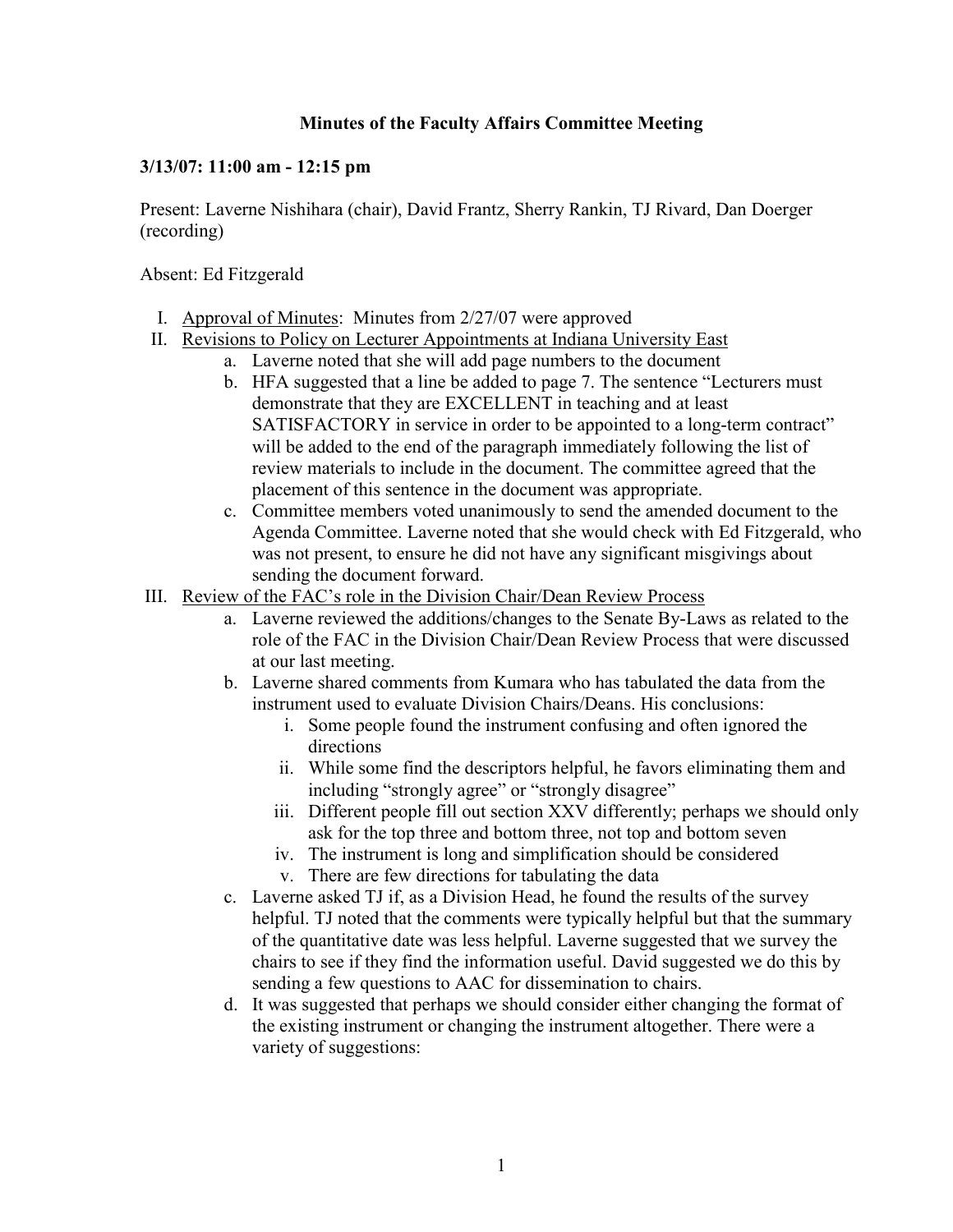# Minutes of the Faculty Affairs Committee Meeting

**3/13/07: 11:00 am - 12:15 pm**

Present: Laverne Nishihara (chair), David Frantz, Sherry Rankin, TJ Rivard, Dan Doerger (recording)

Absent: Ed Fitzgerald

I. Approval of Minutes: Minutes from 2/27/07 were approved

II. Revisions to Policy on Lecturer Appointments at Indiana University East
   a. Laverne noted that she will add page numbers to the document
   b. HFA suggested that a line be added to page 7. The sentence "Lecturers must demonstrate that they are EXCELLENT in teaching and at least SATISFACTORY in service in order to be appointed to a long-term contract" will be added to the end of the paragraph immediately following the list of review materials to include in the document. The committee agreed that the placement of this sentence in the document was appropriate.
   c. Committee members voted unanimously to send the amended document to the Agenda Committee. Laverne noted that she would check with Ed Fitzgerald, who was not present, to ensure he did not have any significant misgivings about sending the document forward.

III. Review of the FAC's role in the Division Chair/Dean Review Process
   a. Laverne reviewed the additions/changes to the Senate By-Laws as related to the role of the FAC in the Division Chair/Dean Review Process that were discussed at our last meeting.
   b. Laverne shared comments from Kumara who has tabulated the data from the instrument used to evaluate Division Chairs/Deans. His conclusions:
      i. Some people found the instrument confusing and often ignored the directions
      ii. While some find the descriptors helpful, he favors eliminating them and including "strongly agree" or "strongly disagree"
      iii. Different people fill out section XXV differently; perhaps we should only ask for the top three and bottom three, not top and bottom seven
      iv. The instrument is long and simplification should be considered
      v. There are few directions for tabulating the data
   c. Laverne asked TJ if, as a Division Head, he found the results of the survey helpful. TJ noted that the comments were typically helpful but that the summary of the quantitative date was less helpful. Laverne suggested that we survey the chairs to see if they find the information useful. David suggested we do this by sending a few questions to AAC for dissemination to chairs.
   d. It was suggested that perhaps we should consider either changing the format of the existing instrument or changing the instrument altogether. There were a variety of suggestions: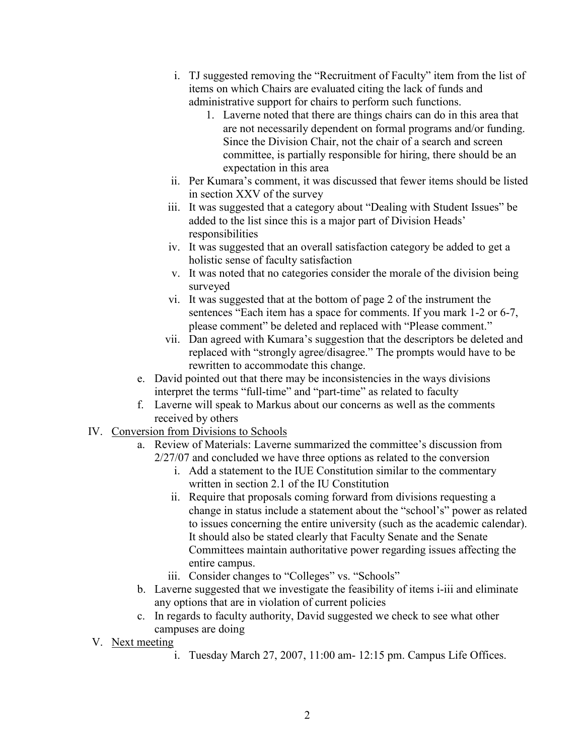- i. TJ suggested removing the "Recruitment of Faculty" item from the list of items on which Chairs are evaluated citing the lack of funds and administrative support for chairs to perform such functions.
     1. Laverne noted that there are things chairs can do in this area that are not necessarily dependent on formal programs and/or funding. Since the Division Chair, not the chair of a search and screen committee, is partially responsible for hiring, there should be an expectation in this area
   - ii. Per Kumara's comment, it was discussed that fewer items should be listed in section XXV of the survey
   - iii. It was suggested that a category about "Dealing with Student Issues" be added to the list since this is a major part of Division Heads' responsibilities
   - iv. It was suggested that an overall satisfaction category be added to get a holistic sense of faculty satisfaction
   - v. It was noted that no categories consider the morale of the division being surveyed
   - vi. It was suggested that at the bottom of page 2 of the instrument the sentences "Each item has a space for comments. If you mark 1-2 or 6-7, please comment" be deleted and replaced with "Please comment."
   - vii. Dan agreed with Kumara's suggestion that the descriptors be deleted and replaced with "strongly agree/disagree." The prompts would have to be rewritten to accommodate this change.
- e. David pointed out that there may be inconsistencies in the ways divisions interpret the terms "full-time" and "part-time" as related to faculty
- f. Laverne will speak to Markus about our concerns as well as the comments received by others

IV. <u>Conversion from Divisions to Schools</u>

- a. Review of Materials: Laverne summarized the committee's discussion from 2/27/07 and concluded we have three options as related to the conversion
  - i. Add a statement to the IUE Constitution similar to the commentary written in section 2.1 of the IU Constitution
  - ii. Require that proposals coming forward from divisions requesting a change in status include a statement about the "school's" power as related to issues concerning the entire university (such as the academic calendar). It should also be stated clearly that Faculty Senate and the Senate Committees maintain authoritative power regarding issues affecting the entire campus.
  - iii. Consider changes to "Colleges" vs. "Schools"
- b. Laverne suggested that we investigate the feasibility of items i-iii and eliminate any options that are in violation of current policies
- c. In regards to faculty authority, David suggested we check to see what other campuses are doing

V. <u>Next meeting</u>

   - i. Tuesday March 27, 2007, 11:00 am- 12:15 pm. Campus Life Offices.